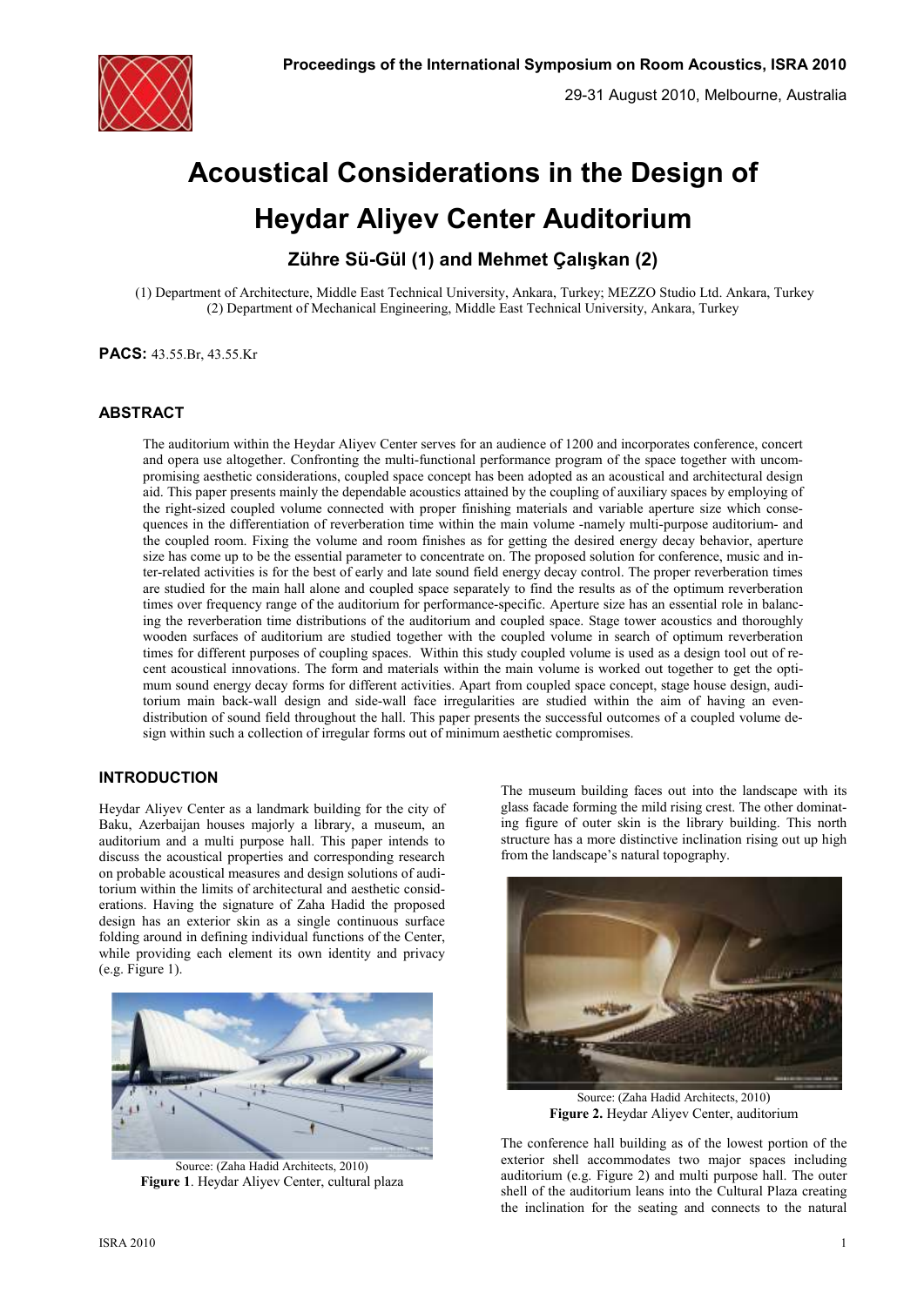# Acoustical Considerations in the Design of Heydar Aliyev Center Auditorium

**Zühre Sü-Gül (1) and Mehmet Çalışkan (2)**

(1) Department of Architecture, Middle East Technical University, Ankara, Turkey; MEZZO Studio Ltd. Ankara, Turkey
(2) Department of Mechanical Engineering, Middle East Technical University, Ankara, Turkey

**PACS:** 43.55.Br, 43.55.Kr

## ABSTRACT

The auditorium within the Heydar Aliyev Center serves for an audience of 1200 and incorporates conference, concert and opera use altogether. Confronting the multi-functional performance program of the space together with uncompromising aesthetic considerations, coupled space concept has been adopted as an acoustical and architectural design aid. This paper presents mainly the dependable acoustics attained by the coupling of auxiliary spaces by employing of the right-sized coupled volume connected with proper finishing materials and variable aperture size which consequences in the differentiation of reverberation time within the main volume -namely multi-purpose auditorium- and the coupled room. Fixing the volume and room finishes as for getting the desired energy decay behavior, aperture size has come up to be the essential parameter to concentrate on. The proposed solution for conference, music and inter-related activities is for the best of early and late sound field energy decay control. The proper reverberation times are studied for the main hall alone and coupled space separately to find the results as of the optimum reverberation times over frequency range of the auditorium for performance-specific. Aperture size has an essential role in balancing the reverberation time distributions of the auditorium and coupled space. Stage tower acoustics and thoroughly wooden surfaces of auditorium are studied together with the coupled volume in search of optimum reverberation times for different purposes of coupling spaces. Within this study coupled volume is used as a design tool out of recent acoustical innovations. The form and materials within the main volume is worked out together to get the optimum sound energy decay forms for different activities. Apart from coupled space concept, stage house design, auditorium main back-wall design and side-wall face irregularities are studied within the aim of having an even-distribution of sound field throughout the hall. This paper presents the successful outcomes of a coupled volume design within such a collection of irregular forms out of minimum aesthetic compromises.

## INTRODUCTION

Heydar Aliyev Center as a landmark building for the city of Baku, Azerbaijan houses majorly a library, a museum, an auditorium and a multi purpose hall. This paper intends to discuss the acoustical properties and corresponding research on probable acoustical measures and design solutions of auditorium within the limits of architectural and aesthetic considerations. Having the signature of Zaha Hadid the proposed design has an exterior skin as a single continuous surface folding around in defining individual functions of the Center, while providing each element its own identity and privacy (e.g. Figure 1).

Source: (Zaha Hadid Architects, 2010)
**Figure 1**. Heydar Aliyev Center, cultural plaza

The museum building faces out into the landscape with its glass facade forming the mild rising crest. The other dominating figure of outer skin is the library building. This north structure has a more distinctive inclination rising out up high from the landscape's natural topography.

Source: (Zaha Hadid Architects, 2010)
**Figure 2.** Heydar Aliyev Center, auditorium

The conference hall building as of the lowest portion of the exterior shell accommodates two major spaces including auditorium (e.g. Figure 2) and multi purpose hall. The outer shell of the auditorium leans into the Cultural Plaza creating the inclination for the seating and connects to the natural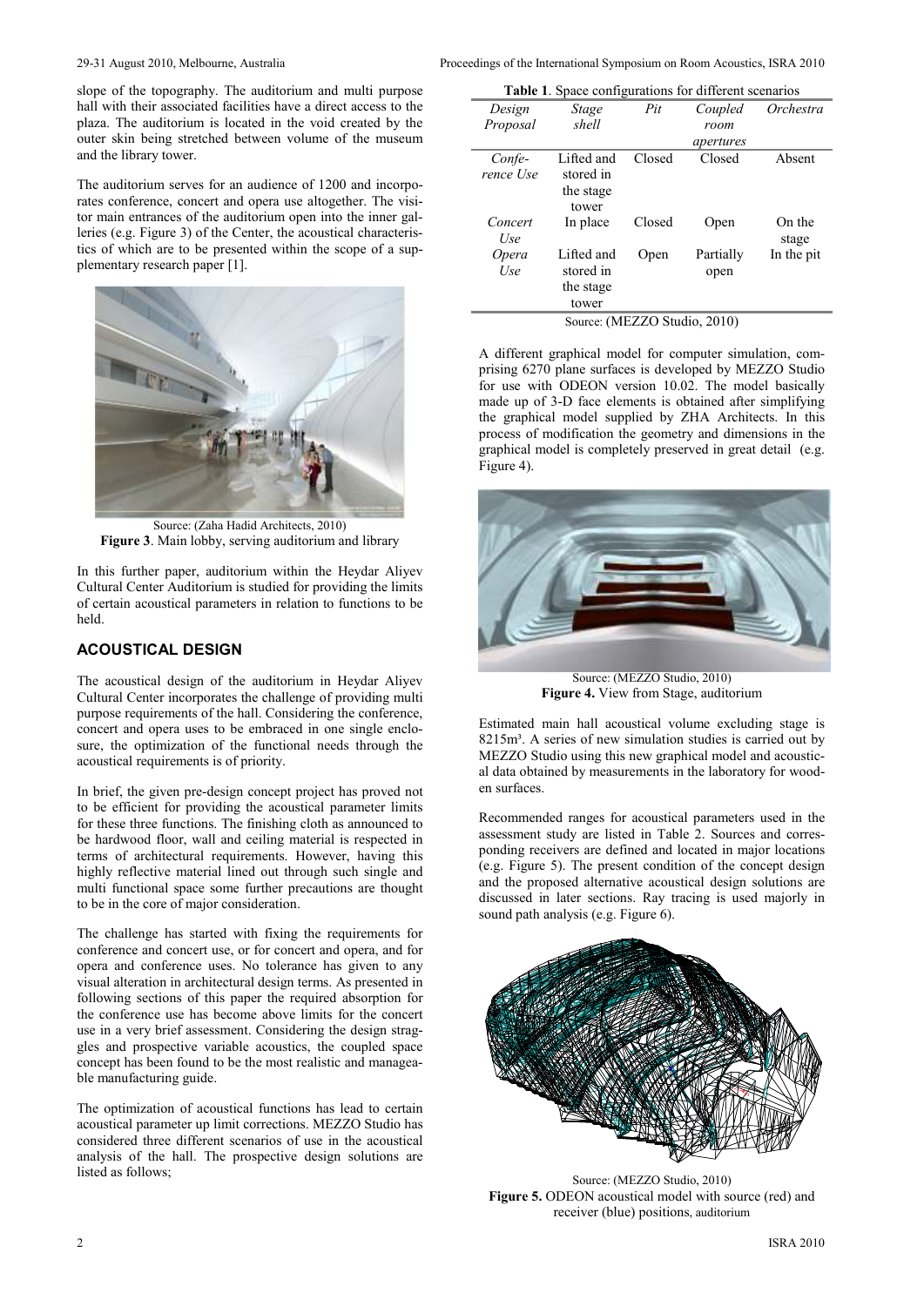slope of the topography. The auditorium and multi purpose hall with their associated facilities have a direct access to the plaza. The auditorium is located in the void created by the outer skin being stretched between volume of the museum and the library tower.

The auditorium serves for an audience of 1200 and incorporates conference, concert and opera use altogether. The visitor main entrances of the auditorium open into the inner galleries (e.g. Figure 3) of the Center, the acoustical characteristics of which are to be presented within the scope of a supplementary research paper [1].

Source: (Zaha Hadid Architects, 2010)
**Figure 3**. Main lobby, serving auditorium and library

In this further paper, auditorium within the Heydar Aliyev Cultural Center Auditorium is studied for providing the limits of certain acoustical parameters in relation to functions to be held.

## ACOUSTICAL DESIGN

The acoustical design of the auditorium in Heydar Aliyev Cultural Center incorporates the challenge of providing multi purpose requirements of the hall. Considering the conference, concert and opera uses to be embraced in one single enclosure, the optimization of the functional needs through the acoustical requirements is of priority.

In brief, the given pre-design concept project has proved not to be efficient for providing the acoustical parameter limits for these three functions. The finishing cloth as announced to be hardwood floor, wall and ceiling material is respected in terms of architectural requirements. However, having this highly reflective material lined out through such single and multi functional space some further precautions are thought to be in the core of major consideration.

The challenge has started with fixing the requirements for conference and concert use, or for concert and opera, and for opera and conference uses. No tolerance has given to any visual alteration in architectural design terms. As presented in following sections of this paper the required absorption for the conference use has become above limits for the concert use in a very brief assessment. Considering the design straggles and prospective variable acoustics, the coupled space concept has been found to be the most realistic and manageable manufacturing guide.

The optimization of acoustical functions has lead to certain acoustical parameter up limit corrections. MEZZO Studio has considered three different scenarios of use in the acoustical analysis of the hall. The prospective design solutions are listed as follows;

**Table 1**. Space configurations for different scenarios

| *Design Proposal* | *Stage shell* | *Pit* | *Coupled room apertures* | *Orchestra* |
|---|---|---|---|---|
| *Conference Use* | Lifted and stored in the stage tower | Closed | Closed | Absent |
| *Concert Use* | In place | Closed | Open | On the stage |
| *Opera Use* | Lifted and stored in the stage tower | Open | Partially open | In the pit |

Source: (MEZZO Studio, 2010)

A different graphical model for computer simulation, comprising 6270 plane surfaces is developed by MEZZO Studio for use with ODEON version 10.02. The model basically made up of 3-D face elements is obtained after simplifying the graphical model supplied by ZHA Architects. In this process of modification the geometry and dimensions in the graphical model is completely preserved in great detail (e.g. Figure 4).

Source: (MEZZO Studio, 2010)
**Figure 4.** View from Stage, auditorium

Estimated main hall acoustical volume excluding stage is 8215m³. A series of new simulation studies is carried out by MEZZO Studio using this new graphical model and acoustical data obtained by measurements in the laboratory for wooden surfaces.

Recommended ranges for acoustical parameters used in the assessment study are listed in Table 2. Sources and corresponding receivers are defined and located in major locations (e.g. Figure 5). The present condition of the concept design and the proposed alternative acoustical design solutions are discussed in later sections. Ray tracing is used majorly in sound path analysis (e.g. Figure 6).

Source: (MEZZO Studio, 2010)
**Figure 5.** ODEON acoustical model with source (red) and receiver (blue) positions, auditorium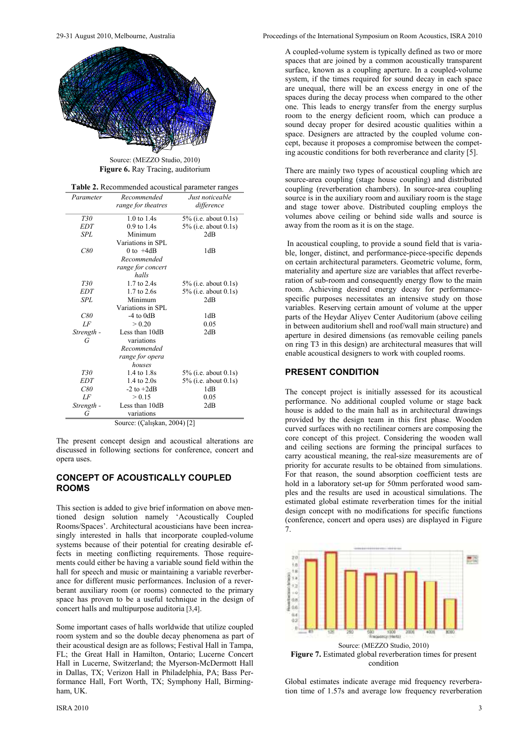Source: (MEZZO Studio, 2010)
**Figure 6.** Ray Tracing, auditorium

**Table 2.** Recommended acoustical parameter ranges

| *Parameter* | *Recommended range for theatres* | *Just noticeable difference* |
|---|---|---|
| *T30* | 1.0 to 1.4s | 5% (i.e. about 0.1s) |
| *EDT* | 0.9 to 1.4s | 5% (i.e. about 0.1s) |
| *SPL* | Minimum Variations in SPL | 2dB |
| *C80* | 0 to +4dB | 1dB |
| | *Recommended range for concert halls* | |
| *T30* | 1.7 to 2.4s | 5% (i.e. about 0.1s) |
| *EDT* | 1.7 to 2.6s | 5% (i.e. about 0.1s) |
| *SPL* | Minimum Variations in SPL | 2dB |
| *C80* | -4 to 0dB | 1dB |
| *LF* | > 0.20 | 0.05 |
| *Strength - G* | Less than 10dB variations | 2dB |
| | *Recommended range for opera houses* | |
| *T30* | 1.4 to 1.8s | 5% (i.e. about 0.1s) |
| *EDT* | 1.4 to 2.0s | 5% (i.e. about 0.1s) |
| *C80* | -2 to +2dB | 1dB |
| *LF* | > 0.15 | 0.05 |
| *Strength - G* | Less than 10dB variations | 2dB |

Source: (Çalışkan, 2004) [2]

The present concept design and acoustical alterations are discussed in following sections for conference, concert and opera uses.

## CONCEPT OF ACOUSTICALLY COUPLED ROOMS

This section is added to give brief information on above mentioned design solution namely 'Acoustically Coupled Rooms/Spaces'. Architectural acousticians have been increasingly interested in halls that incorporate coupled-volume systems because of their potential for creating desirable effects in meeting conflicting requirements. Those requirements could either be having a variable sound field within the hall for speech and music or maintaining a variable reverberance for different music performances. Inclusion of a reverberant auxiliary room (or rooms) connected to the primary space has proven to be a useful technique in the design of concert halls and multipurpose auditoria [3,4].

Some important cases of halls worldwide that utilize coupled room system and so the double decay phenomena as part of their acoustical design are as follows; Festival Hall in Tampa, FL; the Great Hall in Hamilton, Ontario; Lucerne Concert Hall in Lucerne, Switzerland; the Myerson-McDermott Hall in Dallas, TX; Verizon Hall in Philadelphia, PA; Bass Performance Hall, Fort Worth, TX; Symphony Hall, Birmingham, UK.

A coupled-volume system is typically defined as two or more spaces that are joined by a common acoustically transparent surface, known as a coupling aperture. In a coupled-volume system, if the times required for sound decay in each space are unequal, there will be an excess energy in one of the spaces during the decay process when compared to the other one. This leads to energy transfer from the energy surplus room to the energy deficient room, which can produce a sound decay proper for desired acoustic qualities within a space. Designers are attracted by the coupled volume concept, because it proposes a compromise between the competing acoustic conditions for both reverberance and clarity [5].

There are mainly two types of acoustical coupling which are source-area coupling (stage house coupling) and distributed coupling (reverberation chambers). In source-area coupling source is in the auxiliary room and auxiliary room is the stage and stage tower above. Distributed coupling employs the volumes above ceiling or behind side walls and source is away from the room as it is on the stage.

In acoustical coupling, to provide a sound field that is variable, longer, distinct, and performance-piece-specific depends on certain architectural parameters. Geometric volume, form, materiality and aperture size are variables that affect reverberation of sub-room and consequently energy flow to the main room. Achieving desired energy decay for performance-specific purposes necessitates an intensive study on those variables. Reserving certain amount of volume at the upper parts of the Heydar Aliyev Center Auditorium (above ceiling in between auditorium shell and roof/wall main structure) and aperture in desired dimensions (as removable ceiling panels on ring T3 in this design) are architectural measures that will enable acoustical designers to work with coupled rooms.

## PRESENT CONDITION

The concept project is initially assessed for its acoustical performance. No additional coupled volume or stage back house is added to the main hall as in architectural drawings provided by the design team in this first phase. Wooden curved surfaces with no rectilinear corners are composing the core concept of this project. Considering the wooden wall and ceiling sections are forming the principal surfaces to carry acoustical meaning, the real-size measurements are of priority for accurate results to be obtained from simulations. For that reason, the sound absorption coefficient tests are hold in a laboratory set-up for 50mm perforated wood samples and the results are used in acoustical simulations. The estimated global estimate reverberation times for the initial design concept with no modifications for specific functions (conference, concert and opera uses) are displayed in Figure 7.

Source: (MEZZO Studio, 2010)
**Figure 7.** Estimated global reverberation times for present condition

Global estimates indicate average mid frequency reverberation time of 1.57s and average low frequency reverberation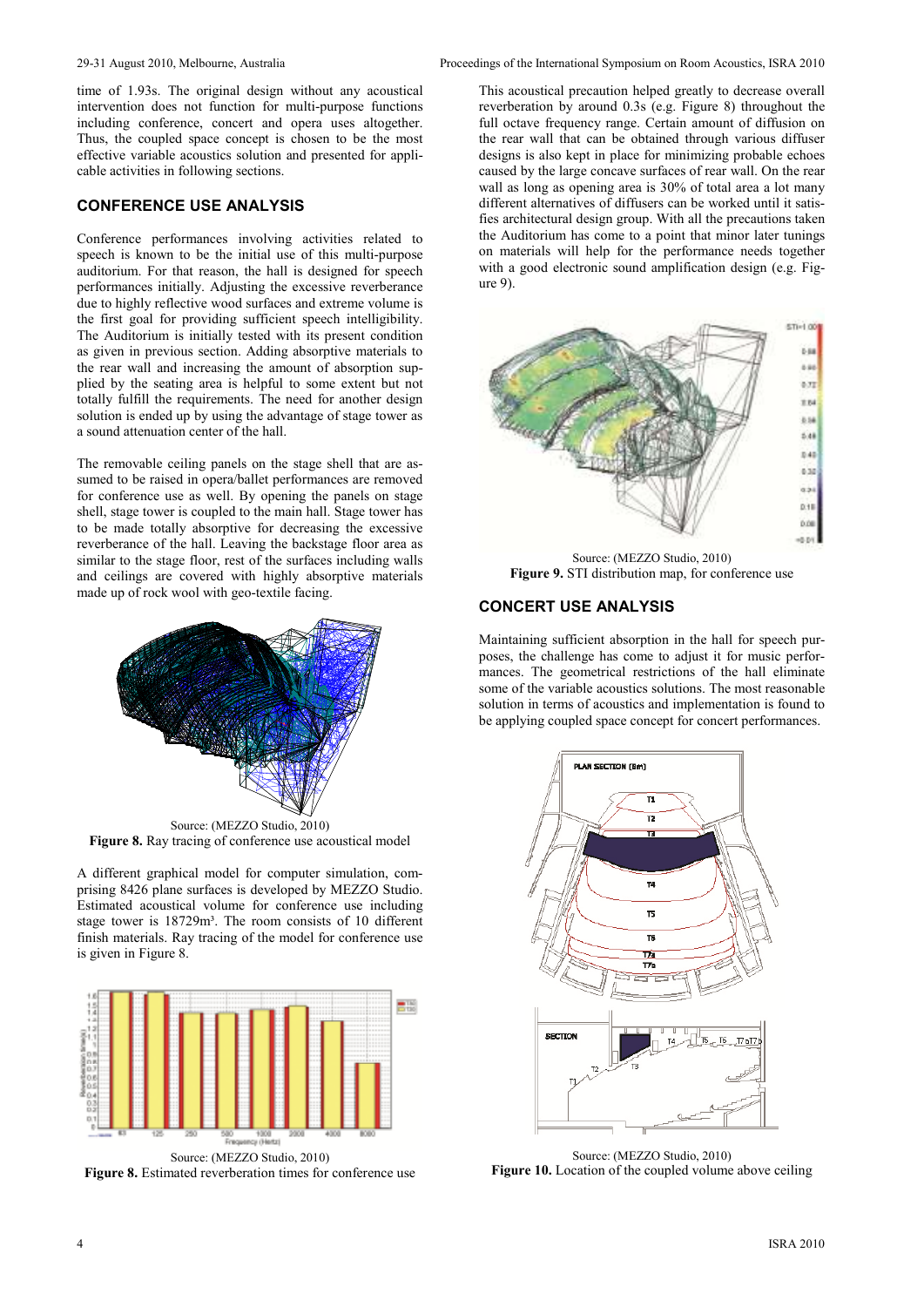time of 1.93s. The original design without any acoustical intervention does not function for multi-purpose functions including conference, concert and opera uses altogether. Thus, the coupled space concept is chosen to be the most effective variable acoustics solution and presented for applicable activities in following sections.

## CONFERENCE USE ANALYSIS

Conference performances involving activities related to speech is known to be the initial use of this multi-purpose auditorium. For that reason, the hall is designed for speech performances initially. Adjusting the excessive reverberance due to highly reflective wood surfaces and extreme volume is the first goal for providing sufficient speech intelligibility. The Auditorium is initially tested with its present condition as given in previous section. Adding absorptive materials to the rear wall and increasing the amount of absorption supplied by the seating area is helpful to some extent but not totally fulfill the requirements. The need for another design solution is ended up by using the advantage of stage tower as a sound attenuation center of the hall.

The removable ceiling panels on the stage shell that are assumed to be raised in opera/ballet performances are removed for conference use as well. By opening the panels on stage shell, stage tower is coupled to the main hall. Stage tower has to be made totally absorptive for decreasing the excessive reverberance of the hall. Leaving the backstage floor area as similar to the stage floor, rest of the surfaces including walls and ceilings are covered with highly absorptive materials made up of rock wool with geo-textile facing.

Source: (MEZZO Studio, 2010)
**Figure 8.** Ray tracing of conference use acoustical model

A different graphical model for computer simulation, comprising 8426 plane surfaces is developed by MEZZO Studio. Estimated acoustical volume for conference use including stage tower is 18729m³. The room consists of 10 different finish materials. Ray tracing of the model for conference use is given in Figure 8.

Source: (MEZZO Studio, 2010)
**Figure 8.** Estimated reverberation times for conference use

This acoustical precaution helped greatly to decrease overall reverberation by around 0.3s (e.g. Figure 8) throughout the full octave frequency range. Certain amount of diffusion on the rear wall that can be obtained through various diffuser designs is also kept in place for minimizing probable echoes caused by the large concave surfaces of rear wall. On the rear wall as long as opening area is 30% of total area a lot many different alternatives of diffusers can be worked until it satisfies architectural design group. With all the precautions taken the Auditorium has come to a point that minor later tunings on materials will help for the performance needs together with a good electronic sound amplification design (e.g. Figure 9).

Source: (MEZZO Studio, 2010)
**Figure 9.** STI distribution map, for conference use

## CONCERT USE ANALYSIS

Maintaining sufficient absorption in the hall for speech purposes, the challenge has come to adjust it for music performances. The geometrical restrictions of the hall eliminate some of the variable acoustics solutions. The most reasonable solution in terms of acoustics and implementation is found to be applying coupled space concept for concert performances.

Source: (MEZZO Studio, 2010)
**Figure 10.** Location of the coupled volume above ceiling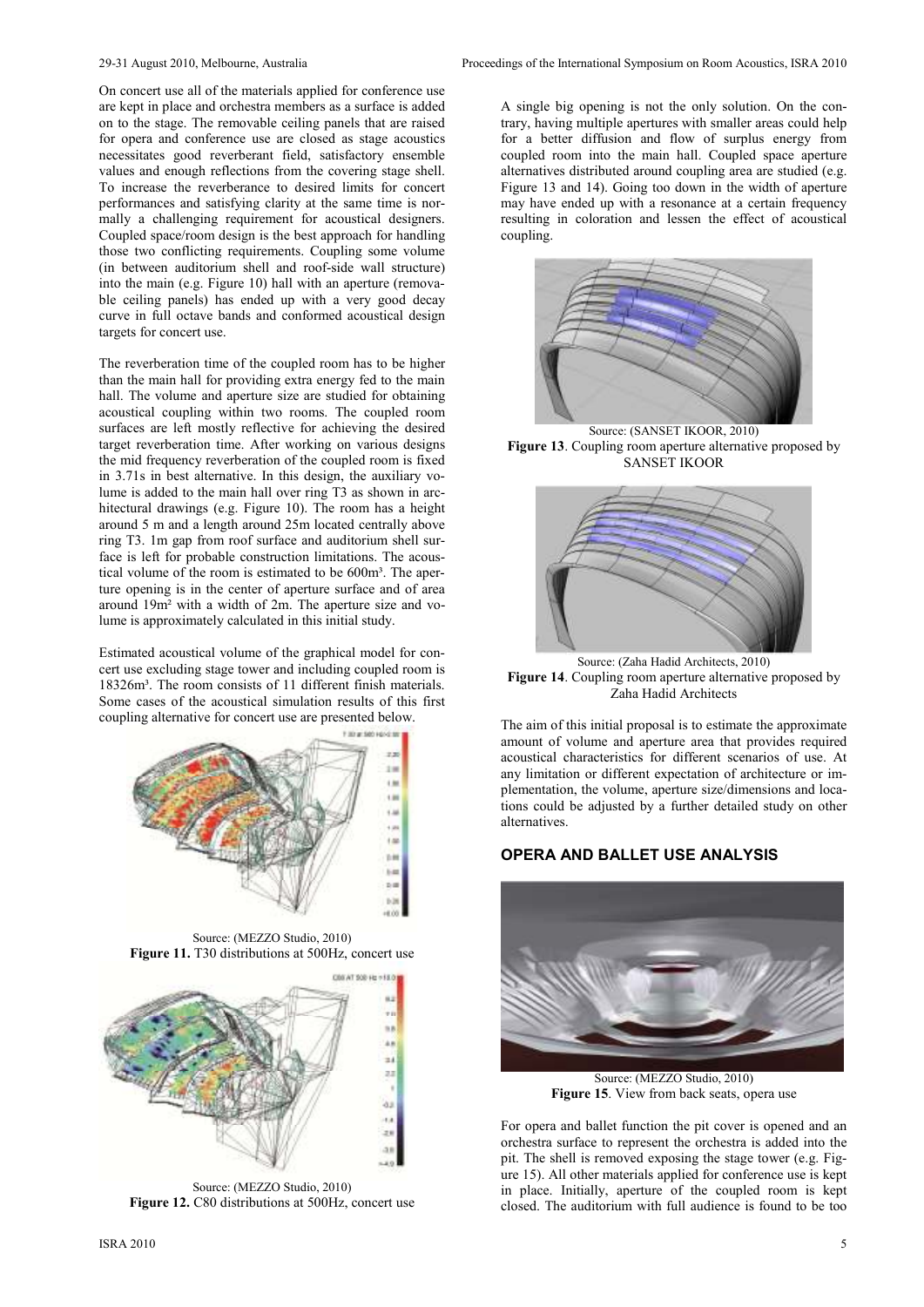On concert use all of the materials applied for conference use are kept in place and orchestra members as a surface is added on to the stage. The removable ceiling panels that are raised for opera and conference use are closed as stage acoustics necessitates good reverberant field, satisfactory ensemble values and enough reflections from the covering stage shell. To increase the reverberance to desired limits for concert performances and satisfying clarity at the same time is normally a challenging requirement for acoustical designers. Coupled space/room design is the best approach for handling those two conflicting requirements. Coupling some volume (in between auditorium shell and roof-side wall structure) into the main (e.g. Figure 10) hall with an aperture (removable ceiling panels) has ended up with a very good decay curve in full octave bands and conformed acoustical design targets for concert use.

The reverberation time of the coupled room has to be higher than the main hall for providing extra energy fed to the main hall. The volume and aperture size are studied for obtaining acoustical coupling within two rooms. The coupled room surfaces are left mostly reflective for achieving the desired target reverberation time. After working on various designs the mid frequency reverberation of the coupled room is fixed in 3.71s in best alternative. In this design, the auxiliary volume is added to the main hall over ring T3 as shown in architectural drawings (e.g. Figure 10). The room has a height around 5 m and a length around 25m located centrally above ring T3. 1m gap from roof surface and auditorium shell surface is left for probable construction limitations. The acoustical volume of the room is estimated to be 600m³. The aperture opening is in the center of aperture surface and of area around 19m² with a width of 2m. The aperture size and volume is approximately calculated in this initial study.

Estimated acoustical volume of the graphical model for concert use excluding stage tower and including coupled room is 18326m³. The room consists of 11 different finish materials. Some cases of the acoustical simulation results of this first coupling alternative for concert use are presented below.

Source: (MEZZO Studio, 2010)
**Figure 11.** T30 distributions at 500Hz, concert use

Source: (MEZZO Studio, 2010)
**Figure 12.** C80 distributions at 500Hz, concert use

A single big opening is not the only solution. On the contrary, having multiple apertures with smaller areas could help for a better diffusion and flow of surplus energy from coupled room into the main hall. Coupled space aperture alternatives distributed around coupling area are studied (e.g. Figure 13 and 14). Going too down in the width of aperture may have ended up with a resonance at a certain frequency resulting in coloration and lessen the effect of acoustical coupling.

Source: (SANSET IKOOR, 2010)
**Figure 13**. Coupling room aperture alternative proposed by SANSET IKOOR

Source: (Zaha Hadid Architects, 2010)
**Figure 14**. Coupling room aperture alternative proposed by Zaha Hadid Architects

The aim of this initial proposal is to estimate the approximate amount of volume and aperture area that provides required acoustical characteristics for different scenarios of use. At any limitation or different expectation of architecture or implementation, the volume, aperture size/dimensions and locations could be adjusted by a further detailed study on other alternatives.

## OPERA AND BALLET USE ANALYSIS

Source: (MEZZO Studio, 2010)
**Figure 15**. View from back seats, opera use

For opera and ballet function the pit cover is opened and an orchestra surface to represent the orchestra is added into the pit. The shell is removed exposing the stage tower (e.g. Figure 15). All other materials applied for conference use is kept in place. Initially, aperture of the coupled room is kept closed. The auditorium with full audience is found to be too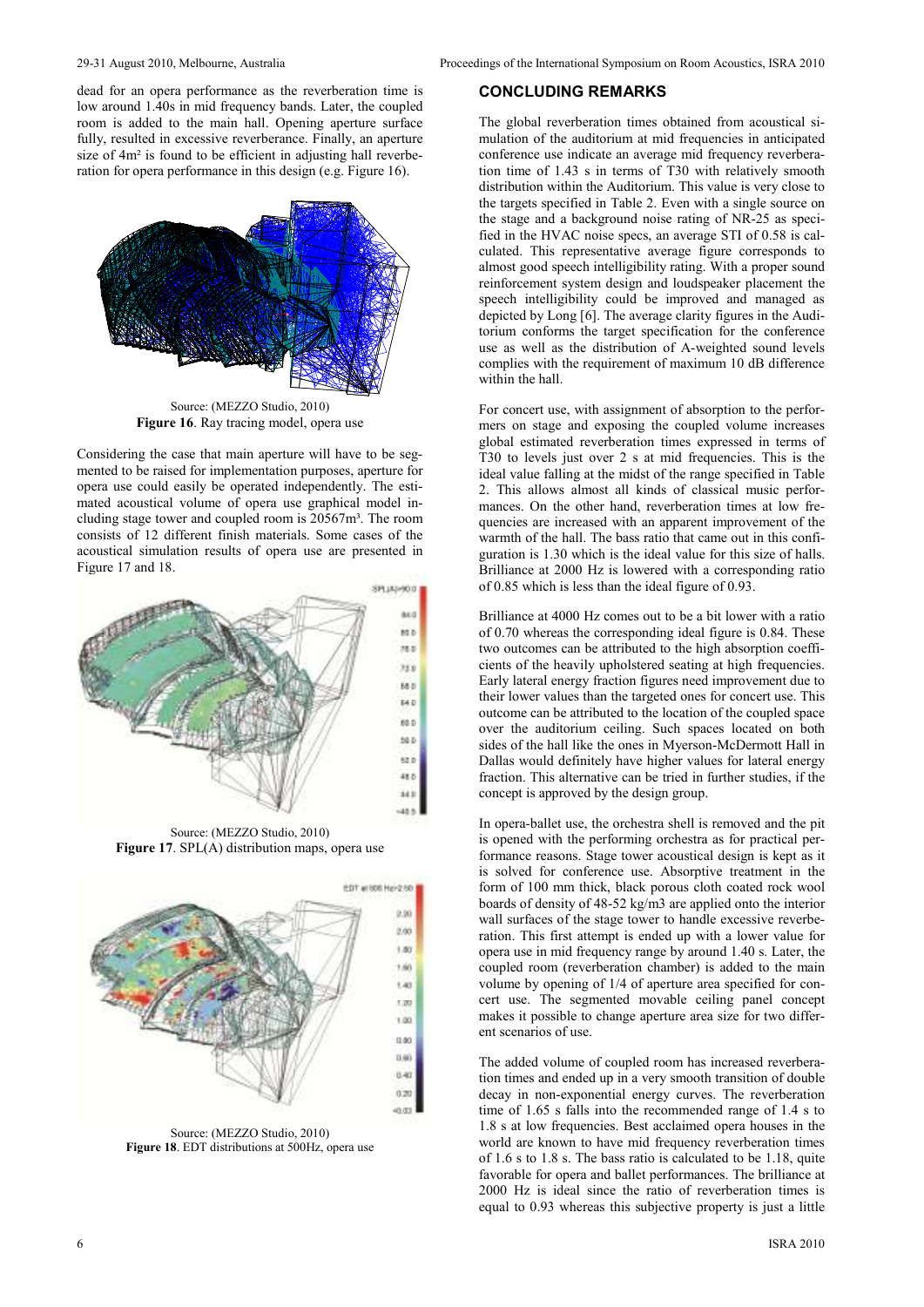dead for an opera performance as the reverberation time is low around 1.40s in mid frequency bands. Later, the coupled room is added to the main hall. Opening aperture surface fully, resulted in excessive reverberance. Finally, an aperture size of 4m² is found to be efficient in adjusting hall reverberation for opera performance in this design (e.g. Figure 16).

Source: (MEZZO Studio, 2010)
**Figure 16**. Ray tracing model, opera use

Considering the case that main aperture will have to be segmented to be raised for implementation purposes, aperture for opera use could easily be operated independently. The estimated acoustical volume of opera use graphical model including stage tower and coupled room is 20567m³. The room consists of 12 different finish materials. Some cases of the acoustical simulation results of opera use are presented in Figure 17 and 18.

Source: (MEZZO Studio, 2010)
**Figure 17**. SPL(A) distribution maps, opera use

Source: (MEZZO Studio, 2010)
**Figure 18**. EDT distributions at 500Hz, opera use

## CONCLUDING REMARKS

The global reverberation times obtained from acoustical simulation of the auditorium at mid frequencies in anticipated conference use indicate an average mid frequency reverberation time of 1.43 s in terms of T30 with relatively smooth distribution within the Auditorium. This value is very close to the targets specified in Table 2. Even with a single source on the stage and a background noise rating of NR-25 as specified in the HVAC noise specs, an average STI of 0.58 is calculated. This representative average figure corresponds to almost good speech intelligibility rating. With a proper sound reinforcement system design and loudspeaker placement the speech intelligibility could be improved and managed as depicted by Long [6]. The average clarity figures in the Auditorium conforms the target specification for the conference use as well as the distribution of A-weighted sound levels complies with the requirement of maximum 10 dB difference within the hall.

For concert use, with assignment of absorption to the performers on stage and exposing the coupled volume increases global estimated reverberation times expressed in terms of T30 to levels just over 2 s at mid frequencies. This is the ideal value falling at the midst of the range specified in Table 2. This allows almost all kinds of classical music performances. On the other hand, reverberation times at low frequencies are increased with an apparent improvement of the warmth of the hall. The bass ratio that came out in this configuration is 1.30 which is the ideal value for this size of halls. Brilliance at 2000 Hz is lowered with a corresponding ratio of 0.85 which is less than the ideal figure of 0.93.

Brilliance at 4000 Hz comes out to be a bit lower with a ratio of 0.70 whereas the corresponding ideal figure is 0.84. These two outcomes can be attributed to the high absorption coefficients of the heavily upholstered seating at high frequencies. Early lateral energy fraction figures need improvement due to their lower values than the targeted ones for concert use. This outcome can be attributed to the location of the coupled space over the auditorium ceiling. Such spaces located on both sides of the hall like the ones in Myerson-McDermott Hall in Dallas would definitely have higher values for lateral energy fraction. This alternative can be tried in further studies, if the concept is approved by the design group.

In opera-ballet use, the orchestra shell is removed and the pit is opened with the performing orchestra as for practical performance reasons. Stage tower acoustical design is kept as it is solved for conference use. Absorptive treatment in the form of 100 mm thick, black porous cloth coated rock wool boards of density of 48-52 kg/m3 are applied onto the interior wall surfaces of the stage tower to handle excessive reverberation. This first attempt is ended up with a lower value for opera use in mid frequency range by around 1.40 s. Later, the coupled room (reverberation chamber) is added to the main volume by opening of 1/4 of aperture area specified for concert use. The segmented movable ceiling panel concept makes it possible to change aperture area size for two different scenarios of use.

The added volume of coupled room has increased reverberation times and ended up in a very smooth transition of double decay in non-exponential energy curves. The reverberation time of 1.65 s falls into the recommended range of 1.4 s to 1.8 s at low frequencies. Best acclaimed opera houses in the world are known to have mid frequency reverberation times of 1.6 s to 1.8 s. The bass ratio is calculated to be 1.18, quite favorable for opera and ballet performances. The brilliance at 2000 Hz is ideal since the ratio of reverberation times is equal to 0.93 whereas this subjective property is just a little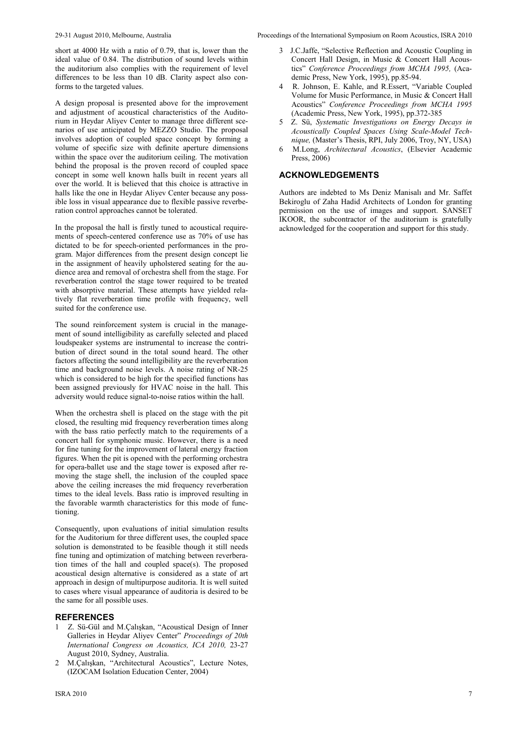short at 4000 Hz with a ratio of 0.79, that is, lower than the ideal value of 0.84. The distribution of sound levels within the auditorium also complies with the requirement of level differences to be less than 10 dB. Clarity aspect also conforms to the targeted values.

A design proposal is presented above for the improvement and adjustment of acoustical characteristics of the Auditorium in Heydar Aliyev Center to manage three different scenarios of use anticipated by MEZZO Studio. The proposal involves adoption of coupled space concept by forming a volume of specific size with definite aperture dimensions within the space over the auditorium ceiling. The motivation behind the proposal is the proven record of coupled space concept in some well known halls built in recent years all over the world. It is believed that this choice is attractive in halls like the one in Heydar Aliyev Center because any possible loss in visual appearance due to flexible passive reverberation control approaches cannot be tolerated.

In the proposal the hall is firstly tuned to acoustical requirements of speech-centered conference use as 70% of use has dictated to be for speech-oriented performances in the program. Major differences from the present design concept lie in the assignment of heavily upholstered seating for the audience area and removal of orchestra shell from the stage. For reverberation control the stage tower required to be treated with absorptive material. These attempts have yielded relatively flat reverberation time profile with frequency, well suited for the conference use.

The sound reinforcement system is crucial in the management of sound intelligibility as carefully selected and placed loudspeaker systems are instrumental to increase the contribution of direct sound in the total sound heard. The other factors affecting the sound intelligibility are the reverberation time and background noise levels. A noise rating of NR-25 which is considered to be high for the specified functions has been assigned previously for HVAC noise in the hall. This adversity would reduce signal-to-noise ratios within the hall.

When the orchestra shell is placed on the stage with the pit closed, the resulting mid frequency reverberation times along with the bass ratio perfectly match to the requirements of a concert hall for symphonic music. However, there is a need for fine tuning for the improvement of lateral energy fraction figures. When the pit is opened with the performing orchestra for opera-ballet use and the stage tower is exposed after removing the stage shell, the inclusion of the coupled space above the ceiling increases the mid frequency reverberation times to the ideal levels. Bass ratio is improved resulting in the favorable warmth characteristics for this mode of functioning.

Consequently, upon evaluations of initial simulation results for the Auditorium for three different uses, the coupled space solution is demonstrated to be feasible though it still needs fine tuning and optimization of matching between reverberation times of the hall and coupled space(s). The proposed acoustical design alternative is considered as a state of art approach in design of multipurpose auditoria. It is well suited to cases where visual appearance of auditoria is desired to be the same for all possible uses.

## REFERENCES

1. Z. Sü-Gül and M.Çalışkan, "Acoustical Design of Inner Galleries in Heydar Aliyev Center" *Proceedings of 20th International Congress on Acoustics, ICA 2010,* 23-27 August 2010, Sydney, Australia.
2. M.Çalışkan, "Architectural Acoustics", Lecture Notes, (IZOCAM Isolation Education Center, 2004)
3. J.C.Jaffe, "Selective Reflection and Acoustic Coupling in Concert Hall Design, in Music & Concert Hall Acoustics" *Conference Proceedings from MCHA 1995,* (Academic Press, New York, 1995), pp.85-94.
4. R. Johnson, E. Kahle, and R.Essert, "Variable Coupled Volume for Music Performance, in Music & Concert Hall Acoustics" *Conference Proceedings from MCHA 1995* (Academic Press, New York, 1995), pp.372-385
5. Z. Sü, *Systematic Investigations on Energy Decays in Acoustically Coupled Spaces Using Scale-Model Technique,* (Master's Thesis, RPI, July 2006, Troy, NY, USA)
6. M.Long, *Architectural Acoustics*, (Elsevier Academic Press, 2006)

## ACKNOWLEDGEMENTS

Authors are indebted to Ms Deniz Manisalı and Mr. Saffet Bekiroglu of Zaha Hadid Architects of London for granting permission on the use of images and support. SANSET IKOOR, the subcontractor of the auditorium is gratefully acknowledged for the cooperation and support for this study.